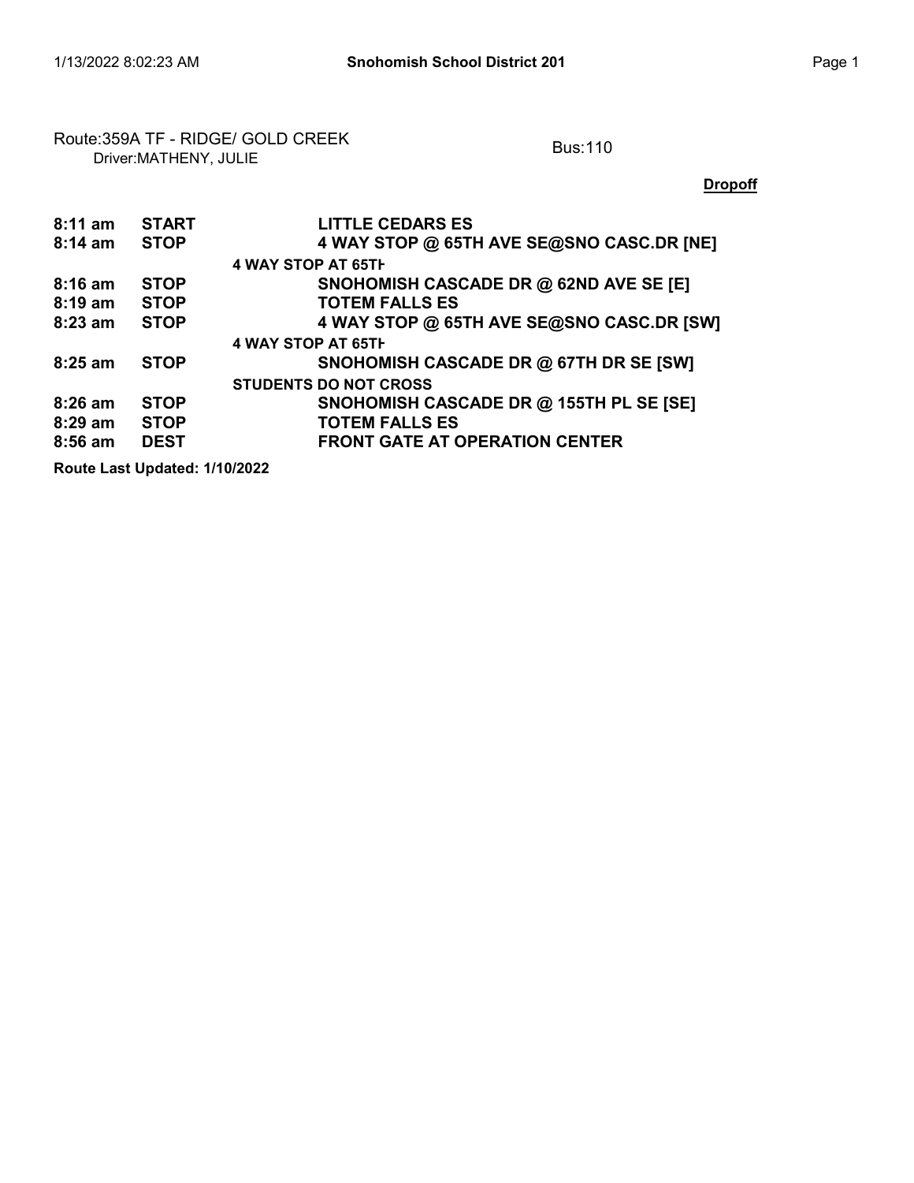Route:359A TF - RIDGE/ GOLD CREEK
Driver:MATHENY, JULIE

Bus:110

**Dropoff**

| | | |
|---|---|---|
| **8:11 am** | **START** | **LITTLE CEDARS ES** |
| **8:14 am** | **STOP** | **4 WAY STOP @ 65TH AVE SE@SNO CASC.DR [NE]** |
| | | **4 WAY STOP AT 65TH** |
| **8:16 am** | **STOP** | **SNOHOMISH CASCADE DR @ 62ND AVE SE [E]** |
| **8:19 am** | **STOP** | **TOTEM FALLS ES** |
| **8:23 am** | **STOP** | **4 WAY STOP @ 65TH AVE SE@SNO CASC.DR [SW]** |
| | | **4 WAY STOP AT 65TH** |
| **8:25 am** | **STOP** | **SNOHOMISH CASCADE DR @ 67TH DR SE [SW]** |
| | | **STUDENTS DO NOT CROSS** |
| **8:26 am** | **STOP** | **SNOHOMISH CASCADE DR @ 155TH PL SE [SE]** |
| **8:29 am** | **STOP** | **TOTEM FALLS ES** |
| **8:56 am** | **DEST** | **FRONT GATE AT OPERATION CENTER** |

**Route Last Updated: 1/10/2022**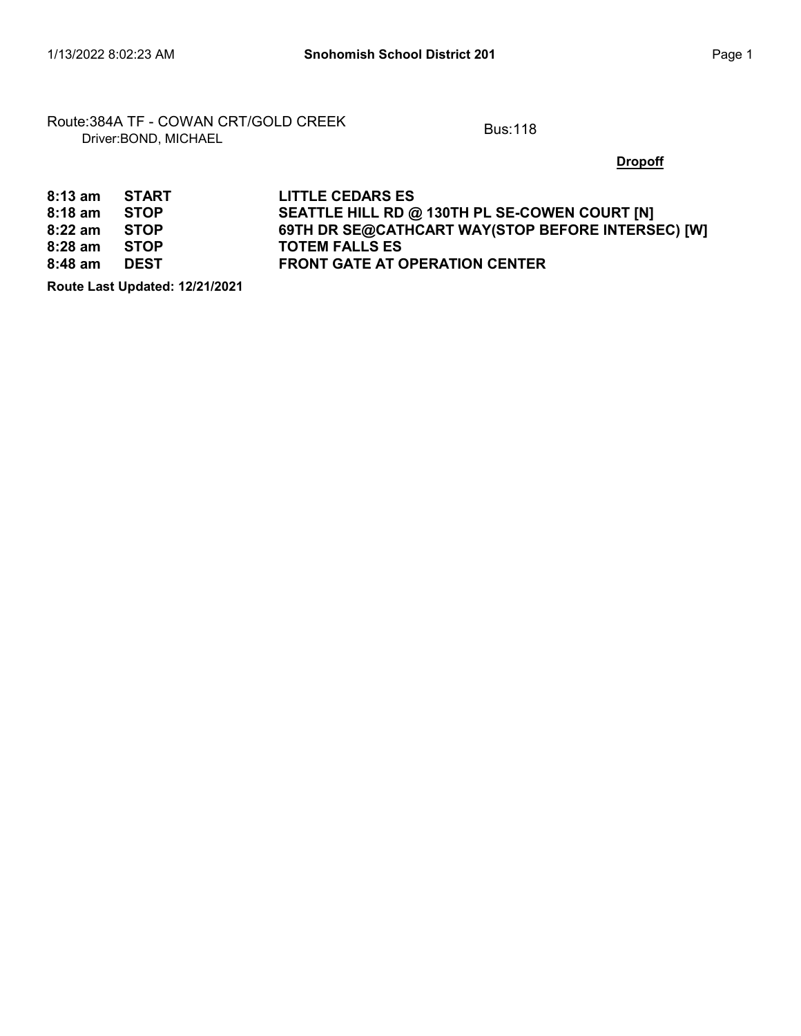Route:384A TF - COWAN CRT/GOLD CREEK
Driver:BOND, MICHAEL

Bus:118

**Dropoff**

| Time | Type | Location |
|---|---|---|
| **8:13 am** | **START** | **LITTLE CEDARS ES** |
| **8:18 am** | **STOP** | **SEATTLE HILL RD @ 130TH PL SE-COWEN COURT [N]** |
| **8:22 am** | **STOP** | **69TH DR SE@CATHCART WAY(STOP BEFORE INTERSEC) [W]** |
| **8:28 am** | **STOP** | **TOTEM FALLS ES** |
| **8:48 am** | **DEST** | **FRONT GATE AT OPERATION CENTER** |

**Route Last Updated: 12/21/2021**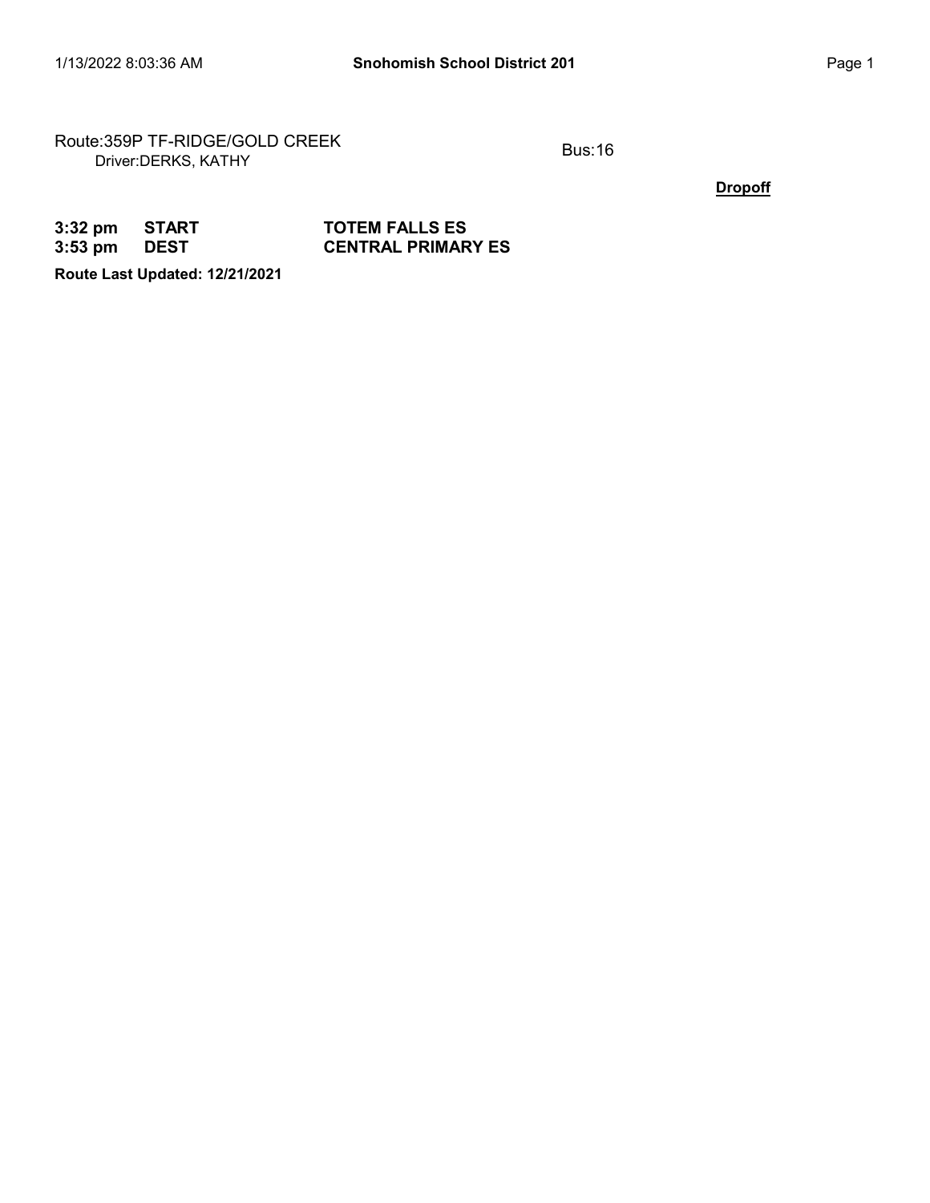Route:359P TF-RIDGE/GOLD CREEK
Driver:DERKS, KATHY

Bus:16

**Dropoff**

| | | |
|---|---|---|
| **3:32 pm** | **START** | **TOTEM FALLS ES** |
| **3:53 pm** | **DEST** | **CENTRAL PRIMARY ES** |

**Route Last Updated: 12/21/2021**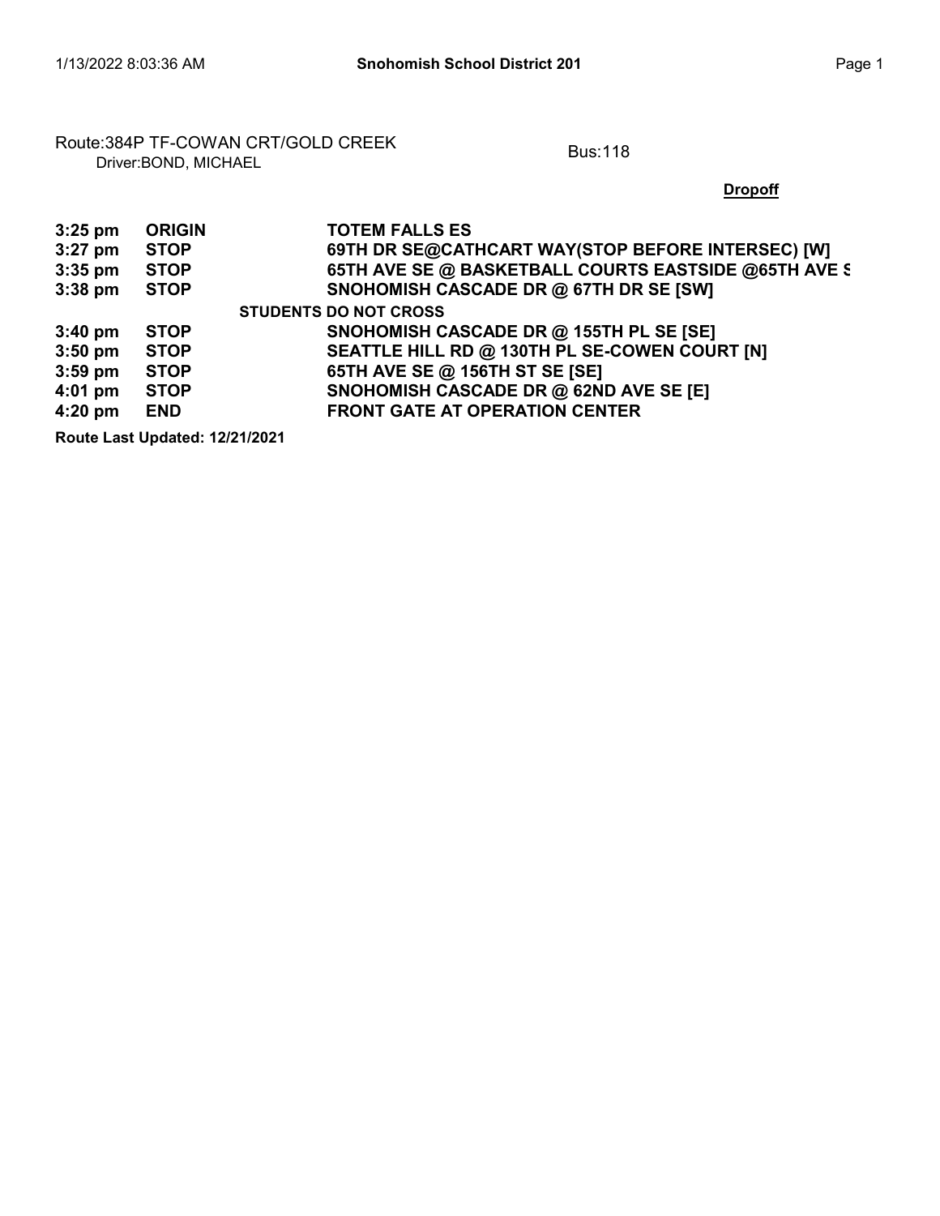Route:384P TF-COWAN CRT/GOLD CREEK
Driver:BOND, MICHAEL

Bus:118

**Dropoff**

| | | |
|---|---|---|
| **3:25 pm** | **ORIGIN** | **TOTEM FALLS ES** |
| **3:27 pm** | **STOP** | **69TH DR SE@CATHCART WAY(STOP BEFORE INTERSEC) [W]** |
| **3:35 pm** | **STOP** | **65TH AVE SE @ BASKETBALL COURTS EASTSIDE @65TH AVE S** |
| **3:38 pm** | **STOP** | **SNOHOMISH CASCADE DR @ 67TH DR SE [SW]** |
| | | **STUDENTS DO NOT CROSS** |
| **3:40 pm** | **STOP** | **SNOHOMISH CASCADE DR @ 155TH PL SE [SE]** |
| **3:50 pm** | **STOP** | **SEATTLE HILL RD @ 130TH PL SE-COWEN COURT [N]** |
| **3:59 pm** | **STOP** | **65TH AVE SE @ 156TH ST SE [SE]** |
| **4:01 pm** | **STOP** | **SNOHOMISH CASCADE DR @ 62ND AVE SE [E]** |
| **4:20 pm** | **END** | **FRONT GATE AT OPERATION CENTER** |

**Route Last Updated: 12/21/2021**